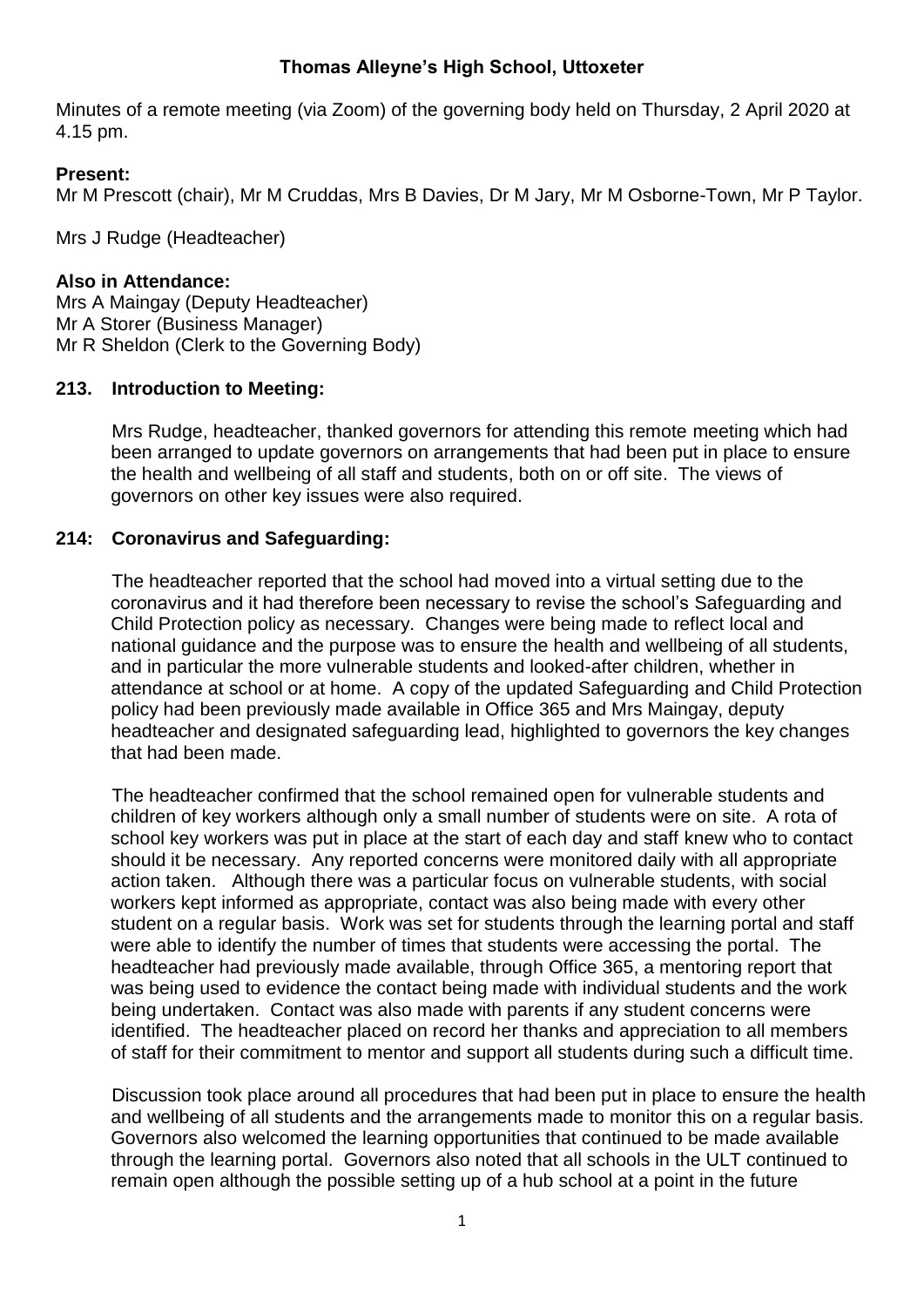**Thomas Alleyne's High School, Uttoxeter**

Minutes of a remote meeting (via Zoom) of the governing body held on Thursday, 2 April 2020 at 4.15 pm.

**Present:**
Mr M Prescott (chair), Mr M Cruddas, Mrs B Davies, Dr M Jary, Mr M Osborne-Town, Mr P Taylor.

Mrs J Rudge (Headteacher)

**Also in Attendance:**
Mrs A Maingay (Deputy Headteacher)
Mr A Storer (Business Manager)
Mr R Sheldon (Clerk to the Governing Body)

**213. Introduction to Meeting:**

Mrs Rudge, headteacher, thanked governors for attending this remote meeting which had been arranged to update governors on arrangements that had been put in place to ensure the health and wellbeing of all staff and students, both on or off site. The views of governors on other key issues were also required.

**214: Coronavirus and Safeguarding:**

The headteacher reported that the school had moved into a virtual setting due to the coronavirus and it had therefore been necessary to revise the school's Safeguarding and Child Protection policy as necessary. Changes were being made to reflect local and national guidance and the purpose was to ensure the health and wellbeing of all students, and in particular the more vulnerable students and looked-after children, whether in attendance at school or at home. A copy of the updated Safeguarding and Child Protection policy had been previously made available in Office 365 and Mrs Maingay, deputy headteacher and designated safeguarding lead, highlighted to governors the key changes that had been made.

The headteacher confirmed that the school remained open for vulnerable students and children of key workers although only a small number of students were on site. A rota of school key workers was put in place at the start of each day and staff knew who to contact should it be necessary. Any reported concerns were monitored daily with all appropriate action taken. Although there was a particular focus on vulnerable students, with social workers kept informed as appropriate, contact was also being made with every other student on a regular basis. Work was set for students through the learning portal and staff were able to identify the number of times that students were accessing the portal. The headteacher had previously made available, through Office 365, a mentoring report that was being used to evidence the contact being made with individual students and the work being undertaken. Contact was also made with parents if any student concerns were identified. The headteacher placed on record her thanks and appreciation to all members of staff for their commitment to mentor and support all students during such a difficult time.

Discussion took place around all procedures that had been put in place to ensure the health and wellbeing of all students and the arrangements made to monitor this on a regular basis. Governors also welcomed the learning opportunities that continued to be made available through the learning portal. Governors also noted that all schools in the ULT continued to remain open although the possible setting up of a hub school at a point in the future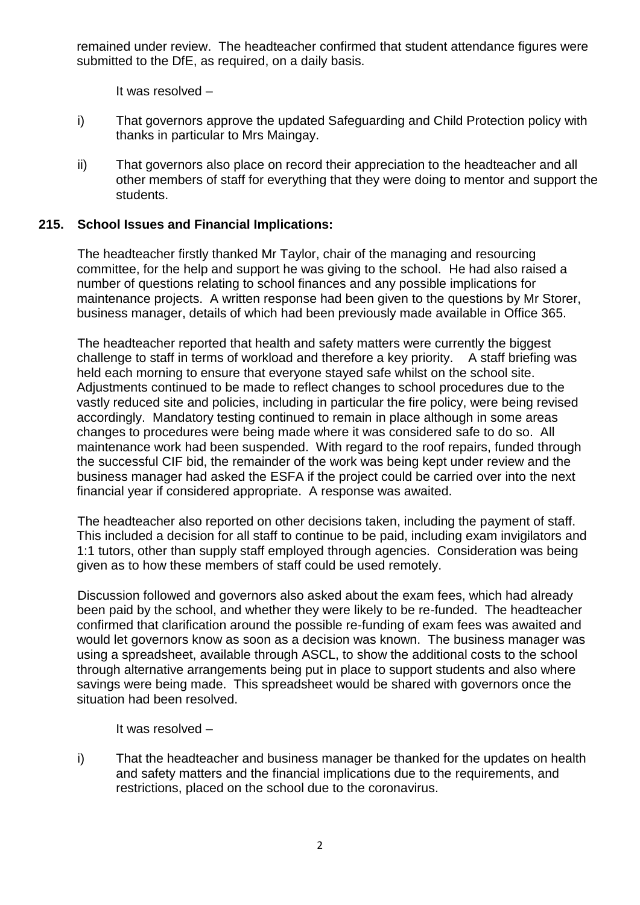remained under review. The headteacher confirmed that student attendance figures were submitted to the DfE, as required, on a daily basis.

It was resolved –

i) That governors approve the updated Safeguarding and Child Protection policy with thanks in particular to Mrs Maingay.

ii) That governors also place on record their appreciation to the headteacher and all other members of staff for everything that they were doing to mentor and support the students.

**215. School Issues and Financial Implications:**

The headteacher firstly thanked Mr Taylor, chair of the managing and resourcing committee, for the help and support he was giving to the school. He had also raised a number of questions relating to school finances and any possible implications for maintenance projects. A written response had been given to the questions by Mr Storer, business manager, details of which had been previously made available in Office 365.

The headteacher reported that health and safety matters were currently the biggest challenge to staff in terms of workload and therefore a key priority. A staff briefing was held each morning to ensure that everyone stayed safe whilst on the school site. Adjustments continued to be made to reflect changes to school procedures due to the vastly reduced site and policies, including in particular the fire policy, were being revised accordingly. Mandatory testing continued to remain in place although in some areas changes to procedures were being made where it was considered safe to do so. All maintenance work had been suspended. With regard to the roof repairs, funded through the successful CIF bid, the remainder of the work was being kept under review and the business manager had asked the ESFA if the project could be carried over into the next financial year if considered appropriate. A response was awaited.

The headteacher also reported on other decisions taken, including the payment of staff. This included a decision for all staff to continue to be paid, including exam invigilators and 1:1 tutors, other than supply staff employed through agencies. Consideration was being given as to how these members of staff could be used remotely.

Discussion followed and governors also asked about the exam fees, which had already been paid by the school, and whether they were likely to be re-funded. The headteacher confirmed that clarification around the possible re-funding of exam fees was awaited and would let governors know as soon as a decision was known. The business manager was using a spreadsheet, available through ASCL, to show the additional costs to the school through alternative arrangements being put in place to support students and also where savings were being made. This spreadsheet would be shared with governors once the situation had been resolved.

It was resolved –

i) That the headteacher and business manager be thanked for the updates on health and safety matters and the financial implications due to the requirements, and restrictions, placed on the school due to the coronavirus.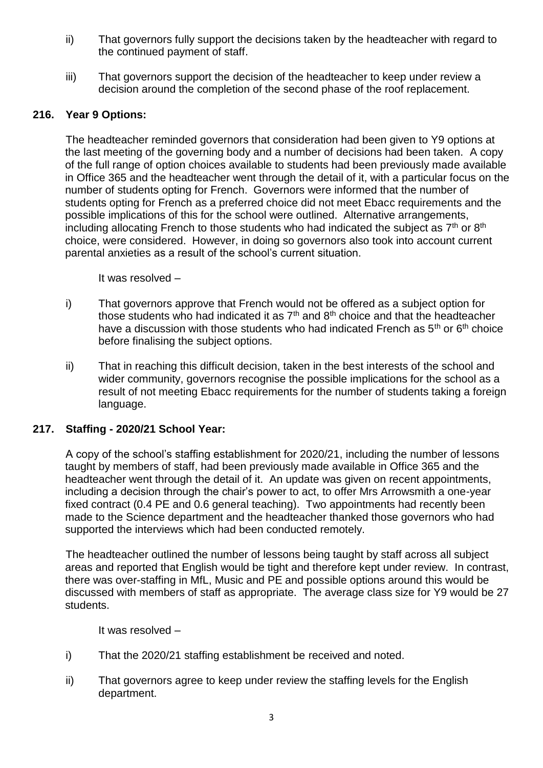ii) That governors fully support the decisions taken by the headteacher with regard to the continued payment of staff.

iii) That governors support the decision of the headteacher to keep under review a decision around the completion of the second phase of the roof replacement.

### 216. Year 9 Options:

The headteacher reminded governors that consideration had been given to Y9 options at the last meeting of the governing body and a number of decisions had been taken. A copy of the full range of option choices available to students had been previously made available in Office 365 and the headteacher went through the detail of it, with a particular focus on the number of students opting for French. Governors were informed that the number of students opting for French as a preferred choice did not meet Ebacc requirements and the possible implications of this for the school were outlined. Alternative arrangements, including allocating French to those students who had indicated the subject as 7th or 8th choice, were considered. However, in doing so governors also took into account current parental anxieties as a result of the school's current situation.

It was resolved –

i) That governors approve that French would not be offered as a subject option for those students who had indicated it as 7th and 8th choice and that the headteacher have a discussion with those students who had indicated French as 5th or 6th choice before finalising the subject options.

ii) That in reaching this difficult decision, taken in the best interests of the school and wider community, governors recognise the possible implications for the school as a result of not meeting Ebacc requirements for the number of students taking a foreign language.

### 217. Staffing - 2020/21 School Year:

A copy of the school's staffing establishment for 2020/21, including the number of lessons taught by members of staff, had been previously made available in Office 365 and the headteacher went through the detail of it. An update was given on recent appointments, including a decision through the chair's power to act, to offer Mrs Arrowsmith a one-year fixed contract (0.4 PE and 0.6 general teaching). Two appointments had recently been made to the Science department and the headteacher thanked those governors who had supported the interviews which had been conducted remotely.

The headteacher outlined the number of lessons being taught by staff across all subject areas and reported that English would be tight and therefore kept under review. In contrast, there was over-staffing in MfL, Music and PE and possible options around this would be discussed with members of staff as appropriate. The average class size for Y9 would be 27 students.

It was resolved –

i) That the 2020/21 staffing establishment be received and noted.

ii) That governors agree to keep under review the staffing levels for the English department.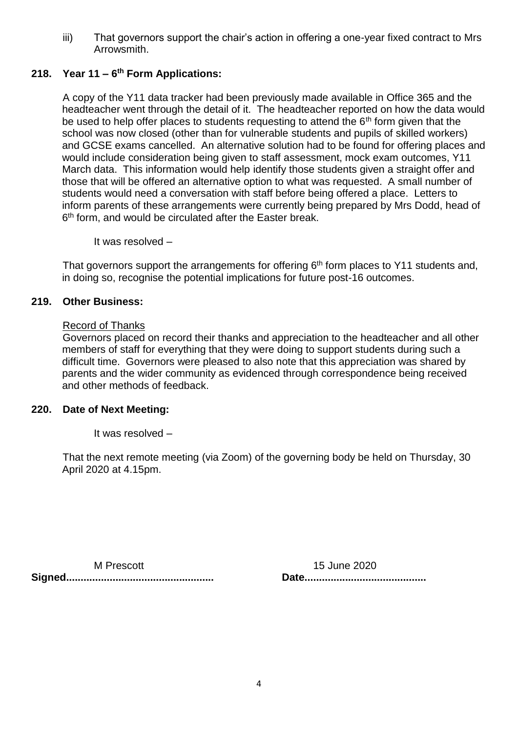iii) That governors support the chair's action in offering a one-year fixed contract to Mrs Arrowsmith.

**218. Year 11 – 6th Form Applications:**

A copy of the Y11 data tracker had been previously made available in Office 365 and the headteacher went through the detail of it. The headteacher reported on how the data would be used to help offer places to students requesting to attend the 6th form given that the school was now closed (other than for vulnerable students and pupils of skilled workers) and GCSE exams cancelled. An alternative solution had to be found for offering places and would include consideration being given to staff assessment, mock exam outcomes, Y11 March data. This information would help identify those students given a straight offer and those that will be offered an alternative option to what was requested. A small number of students would need a conversation with staff before being offered a place. Letters to inform parents of these arrangements were currently being prepared by Mrs Dodd, head of 6th form, and would be circulated after the Easter break.

It was resolved –

That governors support the arrangements for offering 6th form places to Y11 students and, in doing so, recognise the potential implications for future post-16 outcomes.

**219. Other Business:**

Record of Thanks

Governors placed on record their thanks and appreciation to the headteacher and all other members of staff for everything that they were doing to support students during such a difficult time. Governors were pleased to also note that this appreciation was shared by parents and the wider community as evidenced through correspondence being received and other methods of feedback.

**220. Date of Next Meeting:**

It was resolved –

That the next remote meeting (via Zoom) of the governing body be held on Thursday, 30 April 2020 at 4.15pm.

**Signed**...........M Prescott...........                **Date**...........15 June 2020...........